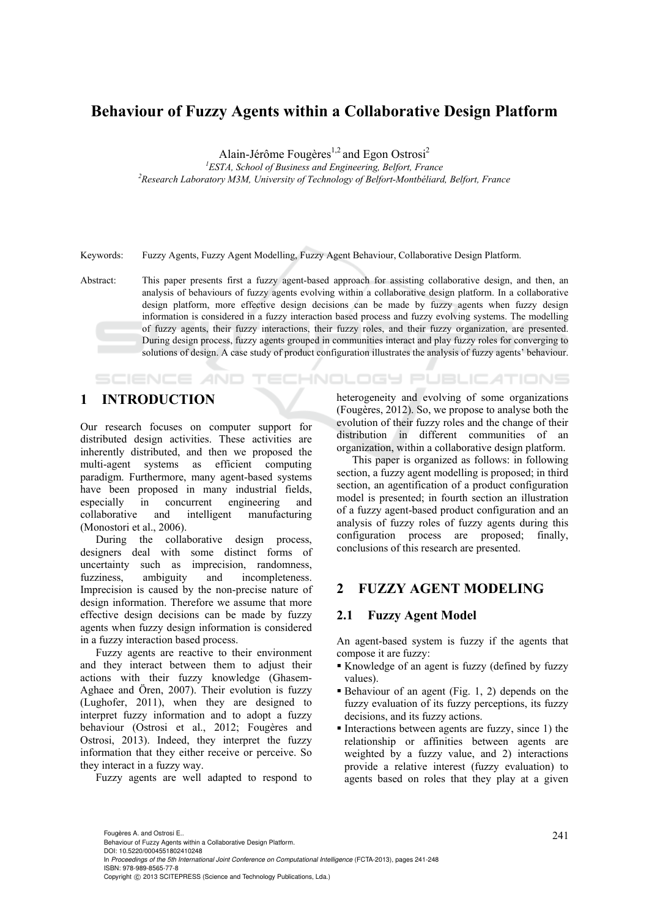# Behaviour of Fuzzy Agents within a Collaborative Design Platform

Alain-Jérôme Fougères[1,2] and Egon Ostrosi[2]

[1]ESTA, School of Business and Engineering, Belfort, France

[2]Research Laboratory M3M, University of Technology of Belfort-Montbéliard, Belfort, France

Keywords: Fuzzy Agents, Fuzzy Agent Modelling, Fuzzy Agent Behaviour, Collaborative Design Platform.

Abstract: This paper presents first a fuzzy agent-based approach for assisting collaborative design, and then, an analysis of behaviours of fuzzy agents evolving within a collaborative design platform. In a collaborative design platform, more effective design decisions can be made by fuzzy agents when fuzzy design information is considered in a fuzzy interaction based process and fuzzy evolving systems. The modelling of fuzzy agents, their fuzzy interactions, their fuzzy roles, and their fuzzy organization, are presented. During design process, fuzzy agents grouped in communities interact and play fuzzy roles for converging to solutions of design. A case study of product configuration illustrates the analysis of fuzzy agents' behaviour.

## 1 INTRODUCTION

Our research focuses on computer support for distributed design activities. These activities are inherently distributed, and then we proposed the multi-agent systems as efficient computing paradigm. Furthermore, many agent-based systems have been proposed in many industrial fields, especially in concurrent engineering and collaborative and intelligent manufacturing (Monostori et al., 2006).

During the collaborative design process, designers deal with some distinct forms of uncertainty such as imprecision, randomness, fuzziness, ambiguity and incompleteness. Imprecision is caused by the non-precise nature of design information. Therefore we assume that more effective design decisions can be made by fuzzy agents when fuzzy design information is considered in a fuzzy interaction based process.

Fuzzy agents are reactive to their environment and they interact between them to adjust their actions with their fuzzy knowledge (Ghasem-Aghaee and Ören, 2007). Their evolution is fuzzy (Lughofer, 2011), when they are designed to interpret fuzzy information and to adopt a fuzzy behaviour (Ostrosi et al., 2012; Fougères and Ostrosi, 2013). Indeed, they interpret the fuzzy information that they either receive or perceive. So they interact in a fuzzy way.

Fuzzy agents are well adapted to respond to heterogeneity and evolving of some organizations (Fougères, 2012). So, we propose to analyse both the evolution of their fuzzy roles and the change of their distribution in different communities of an organization, within a collaborative design platform.

This paper is organized as follows: in following section, a fuzzy agent modelling is proposed; in third section, an agentification of a product configuration model is presented; in fourth section an illustration of a fuzzy agent-based product configuration and an analysis of fuzzy roles of fuzzy agents during this configuration process are proposed; finally, conclusions of this research are presented.

## 2 FUZZY AGENT MODELING

### 2.1 Fuzzy Agent Model

An agent-based system is fuzzy if the agents that compose it are fuzzy:

- Knowledge of an agent is fuzzy (defined by fuzzy values).
- Behaviour of an agent (Fig. 1, 2) depends on the fuzzy evaluation of its fuzzy perceptions, its fuzzy decisions, and its fuzzy actions.
- Interactions between agents are fuzzy, since 1) the relationship or affinities between agents are weighted by a fuzzy value, and 2) interactions provide a relative interest (fuzzy evaluation) to agents based on roles that they play at a given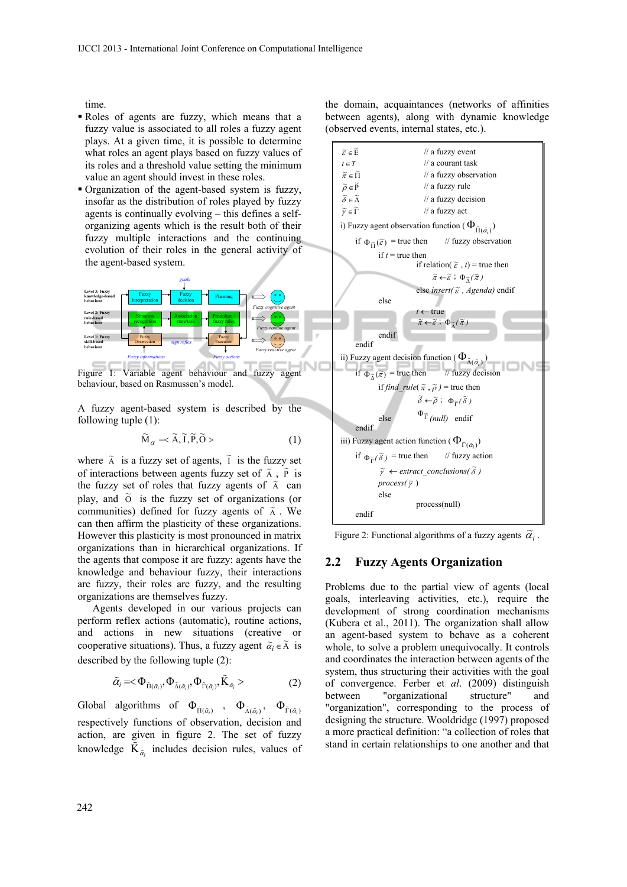time.

- Roles of agents are fuzzy, which means that a fuzzy value is associated to all roles a fuzzy agent plays. At a given time, it is possible to determine what roles an agent plays based on fuzzy values of its roles and a threshold value setting the minimum value an agent should invest in these roles.
- Organization of the agent-based system is fuzzy, insofar as the distribution of roles played by fuzzy agents is continually evolving – this defines a self-organizing agents which is the result both of their fuzzy multiple interactions and the continuing evolution of their roles in the general activity of the agent-based system.

Figure 1: Variable agent behaviour and fuzzy agent behaviour, based on Rasmussen's model.

A fuzzy agent-based system is described by the following tuple (1):

$$\tilde{M}_{\alpha} =< \tilde{A}, \tilde{I}, \tilde{P}, \tilde{O} > \quad (1)$$

where $\tilde{A}$ is a fuzzy set of agents, $\tilde{I}$ is the fuzzy set of interactions between agents fuzzy set of $\tilde{A}$, $\tilde{P}$ is the fuzzy set of roles that fuzzy agents of $\tilde{A}$ can play, and $\tilde{O}$ is the fuzzy set of organizations (or communities) defined for fuzzy agents of $\tilde{A}$. We can then affirm the plasticity of these organizations. However this plasticity is most pronounced in matrix organizations than in hierarchical organizations. If the agents that compose it are fuzzy: agents have the knowledge and behaviour fuzzy, their interactions are fuzzy, their roles are fuzzy, and the resulting organizations are themselves fuzzy.

Agents developed in our various projects can perform reflex actions (automatic), routine actions, and actions in new situations (creative or cooperative situations). Thus, a fuzzy agent $\tilde{\alpha}_i \in \tilde{A}$ is described by the following tuple (2):

$$\tilde{\alpha}_i =< \Phi_{\tilde{\Pi}(\tilde{\alpha}_i)}, \Phi_{\tilde{\Delta}(\tilde{\alpha}_i)}, \Phi_{\tilde{\Gamma}(\tilde{\alpha}_i)}, \tilde{K}_{\tilde{\alpha}_i} > \quad (2)$$

Global algorithms of $\Phi_{\tilde{\Pi}(\tilde{\alpha}_i)}$, $\Phi_{\tilde{\Delta}(\tilde{\alpha}_i)}$, $\Phi_{\tilde{\Gamma}(\tilde{\alpha}_i)}$ respectively functions of observation, decision and action, are given in figure 2. The set of fuzzy knowledge $\tilde{K}_{\tilde{\alpha}_i}$ includes decision rules, values of the domain, acquaintances (networks of affinities between agents), along with dynamic knowledge (observed events, internal states, etc.).

```
ε̃ ∈ Ẽ                      // a fuzzy event
t ∈ T                      // a courant task
π̃ ∈ Π̃                      // a fuzzy observation
ρ̃ ∈ P̃                      // a fuzzy rule
δ̃ ∈ Δ̃                      // a fuzzy decision
γ̃ ∈ Γ̃                      // a fuzzy act

i) Fuzzy agent observation function ( Φ_Π̃(α̃i) )
   if Φ_Π̃(ε̃) = true then        // fuzzy observation
      if t = true then
            if relation( ε̃ , t) = true then
                  π̃ ← ε̃ ; Φ_Δ̃(π̃)
            else insert( ε̃ , Agenda) endif
      else
            t ← true
            π̃ ← ε̃ ; Φ_Δ̃(π̃)
      endif
   endif

ii) Fuzzy agent decision function ( Φ_Δ̃(α̃i) )
   if Φ_Δ̃(π̃) = true then        // fuzzy decision
      if find_rule( π̃ , ρ̃ ) = true then
            δ̃ ← ρ̃ ; Φ_Γ̃(δ̃)
      else      Φ_Γ̃ (null)   endif
   endif

iii) Fuzzy agent action function ( Φ_Γ̃(α̃i) )
   if Φ_Γ̃(δ̃) = true then        // fuzzy action
      γ̃ ← extract_conclusions( δ̃ )
      process( γ̃ )
      else
            process(null)
   endif
```

Figure 2: Functional algorithms of a fuzzy agents $\tilde{\alpha}_i$.

## 2.2 Fuzzy Agents Organization

Problems due to the partial view of agents (local goals, interleaving activities, etc.), require the development of strong coordination mechanisms (Kubera et al., 2011). The organization shall allow an agent-based system to behave as a coherent whole, to solve a problem unequivocally. It controls and coordinates the interaction between agents of the system, thus structuring their activities with the goal of convergence. Ferber et *al*. (2009) distinguish between "organizational structure" and "organization", corresponding to the process of designing the structure. Wooldridge (1997) proposed a more practical definition: "a collection of roles that stand in certain relationships to one another and that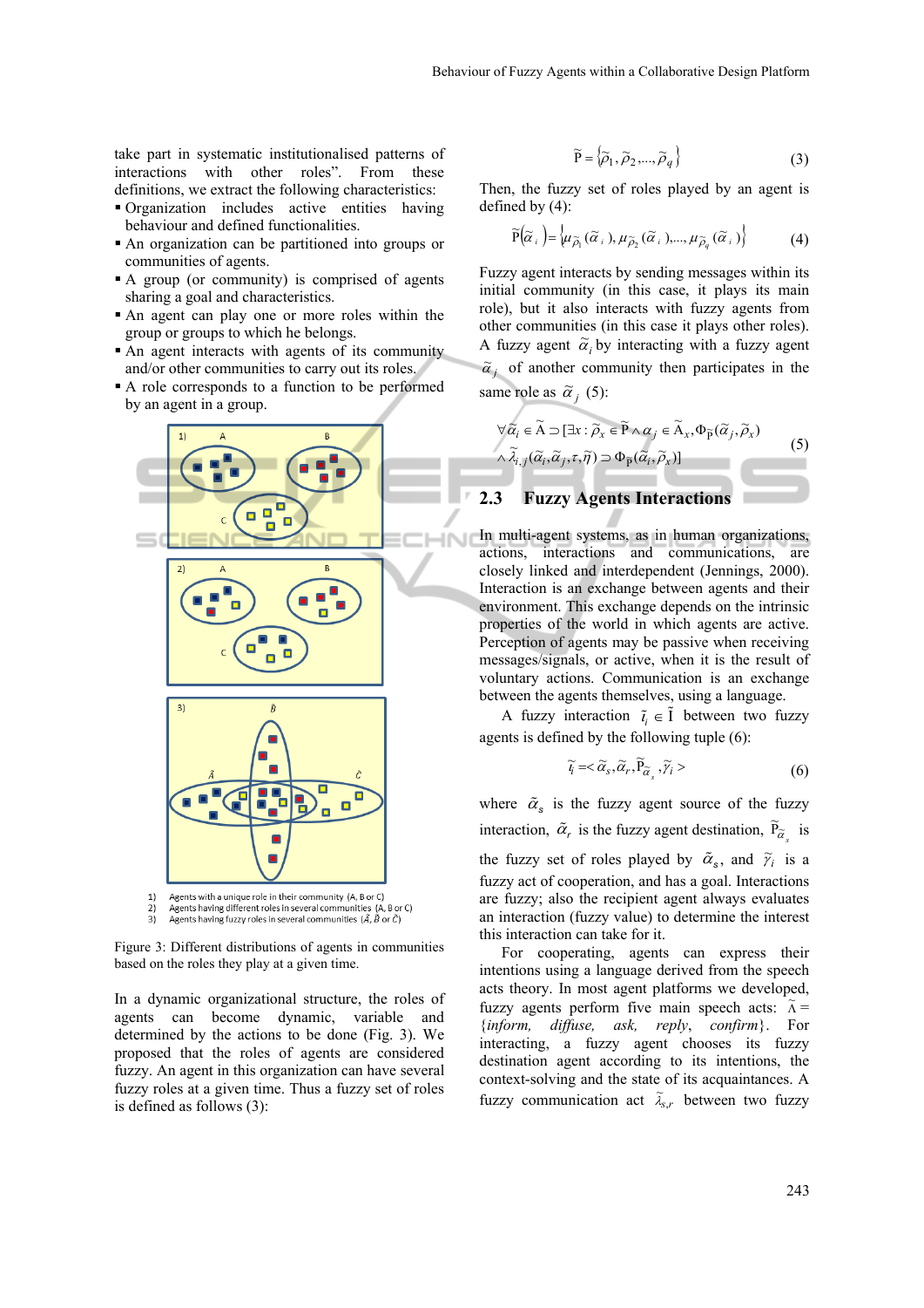take part in systematic institutionalised patterns of interactions with other roles". From these definitions, we extract the following characteristics:

- Organization includes active entities having behaviour and defined functionalities.
- An organization can be partitioned into groups or communities of agents.
- A group (or community) is comprised of agents sharing a goal and characteristics.
- An agent can play one or more roles within the group or groups to which he belongs.
- An agent interacts with agents of its community and/or other communities to carry out its roles.
- A role corresponds to a function to be performed by an agent in a group.

1) Agents with a unique role in their community (A, B or C)
2) Agents having different roles in several communities (A, B or C)
3) Agents having fuzzy roles in several communities ($\tilde{A}$, $\tilde{B}$ or $\tilde{C}$)

Figure 3: Different distributions of agents in communities based on the roles they play at a given time.

In a dynamic organizational structure, the roles of agents can become dynamic, variable and determined by the actions to be done (Fig. 3). We proposed that the roles of agents are considered fuzzy. An agent in this organization can have several fuzzy roles at a given time. Thus a fuzzy set of roles is defined as follows (3):

$$\tilde{\mathrm{P}} = \{\tilde{\rho}_1, \tilde{\rho}_2, ..., \tilde{\rho}_q\} \tag{3}$$

Then, the fuzzy set of roles played by an agent is defined by (4):

$$\tilde{\mathrm{P}}(\tilde{\alpha}_i) = \{\mu_{\tilde{\rho}_1}(\tilde{\alpha}_i), \mu_{\tilde{\rho}_2}(\tilde{\alpha}_i), ..., \mu_{\tilde{\rho}_q}(\tilde{\alpha}_i)\} \tag{4}$$

Fuzzy agent interacts by sending messages within its initial community (in this case, it plays its main role), but it also interacts with fuzzy agents from other communities (in this case it plays other roles). A fuzzy agent $\tilde{\alpha}_i$ by interacting with a fuzzy agent $\tilde{\alpha}_j$ of another community then participates in the same role as $\tilde{\alpha}_j$ (5):

$$\begin{aligned} &\forall \tilde{\alpha}_i \in \tilde{\mathrm{A}} \supset [\exists x : \tilde{\rho}_x \in \tilde{\mathrm{P}} \wedge \alpha_j \in \tilde{\mathrm{A}}_x, \Phi_{\tilde{\mathrm{P}}}(\tilde{\alpha}_j, \tilde{\rho}_x) \\ &\wedge \tilde{\lambda}_{i,j}(\tilde{\alpha}_i, \tilde{\alpha}_j, \tau, \tilde{\eta}) \supset \Phi_{\tilde{\mathrm{P}}}(\tilde{\alpha}_i, \tilde{\rho}_x)] \end{aligned} \tag{5}$$

### 2.3 Fuzzy Agents Interactions

In multi-agent systems, as in human organizations, actions, interactions and communications, are closely linked and interdependent (Jennings, 2000). Interaction is an exchange between agents and their environment. This exchange depends on the intrinsic properties of the world in which agents are active. Perception of agents may be passive when receiving messages/signals, or active, when it is the result of voluntary actions. Communication is an exchange between the agents themselves, using a language.

A fuzzy interaction $\tilde{\iota}_i \in \tilde{\mathrm{I}}$ between two fuzzy agents is defined by the following tuple (6):

$$\tilde{\iota}_i = < \tilde{\alpha}_s, \tilde{\alpha}_r, \tilde{\mathrm{P}}_{\tilde{\alpha}_s}, \tilde{\gamma}_i > \tag{6}$$

where $\tilde{\alpha}_s$ is the fuzzy agent source of the fuzzy interaction, $\tilde{\alpha}_r$ is the fuzzy agent destination, $\tilde{\mathrm{P}}_{\tilde{\alpha}_s}$ is the fuzzy set of roles played by $\tilde{\alpha}_s$, and $\tilde{\gamma}_i$ is a fuzzy act of cooperation, and has a goal. Interactions are fuzzy; also the recipient agent always evaluates an interaction (fuzzy value) to determine the interest this interaction can take for it.

For cooperating, agents can express their intentions using a language derived from the speech acts theory. In most agent platforms we developed, fuzzy agents perform five main speech acts: $\tilde{\Lambda}$ = {*inform*, *diffuse*, *ask*, *reply*, *confirm*}. For interacting, a fuzzy agent chooses its fuzzy destination agent according to its intentions, the context-solving and the state of its acquaintances. A fuzzy communication act $\tilde{\lambda}_{s,r}$ between two fuzzy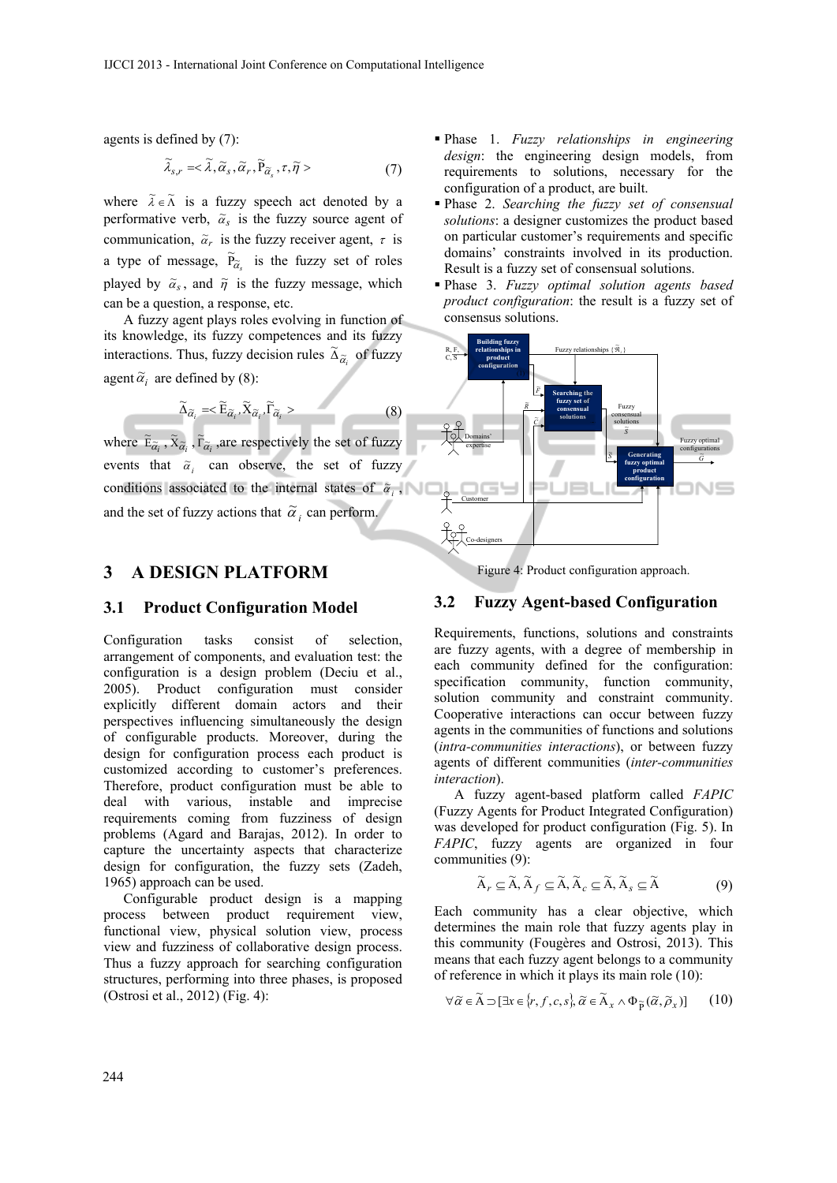agents is defined by (7):

$$\widetilde{\lambda}_{s,r} = <\widetilde{\lambda}, \widetilde{\alpha}_s, \widetilde{\alpha}_r, \widetilde{\mathrm{P}}_{\widetilde{\alpha}_s}, \tau, \widetilde{\eta}> \tag{7}$$

where $\widetilde{\lambda} \in \widetilde{\Lambda}$ is a fuzzy speech act denoted by a performative verb, $\widetilde{\alpha}_s$ is the fuzzy source agent of communication, $\widetilde{\alpha}_r$ is the fuzzy receiver agent, $\tau$ is a type of message, $\widetilde{\mathrm{P}}_{\widetilde{\alpha}_s}$ is the fuzzy set of roles played by $\widetilde{\alpha}_s$, and $\widetilde{\eta}$ is the fuzzy message, which can be a question, a response, etc.

A fuzzy agent plays roles evolving in function of its knowledge, its fuzzy competences and its fuzzy interactions. Thus, fuzzy decision rules $\widetilde{\Delta}_{\widetilde{\alpha}_i}$ of fuzzy agent $\widetilde{\alpha}_i$ are defined by (8):

$$\widetilde{\Delta}_{\widetilde{\alpha}_i} = <\widetilde{\mathrm{E}}_{\widetilde{\alpha}_i}, \widetilde{\mathrm{X}}_{\widetilde{\alpha}_i}, \widetilde{\Gamma}_{\widetilde{\alpha}_i}> \tag{8}$$

where $\widetilde{\mathrm{E}}_{\widetilde{\alpha}_i}, \widetilde{\mathrm{X}}_{\widetilde{\alpha}_i}, \widetilde{\Gamma}_{\widetilde{\alpha}_i}$ ,are respectively the set of fuzzy events that $\widetilde{\alpha}_i$ can observe, the set of fuzzy conditions associated to the internal states of $\widetilde{\alpha}_i$, and the set of fuzzy actions that $\widetilde{\alpha}_i$ can perform.

## 3 A DESIGN PLATFORM

### 3.1 Product Configuration Model

Configuration tasks consist of selection, arrangement of components, and evaluation test: the configuration is a design problem (Deciu et al., 2005). Product configuration must consider explicitly different domain actors and their perspectives influencing simultaneously the design of configurable products. Moreover, during the design for configuration process each product is customized according to customer's preferences. Therefore, product configuration must be able to deal with various, instable and imprecise requirements coming from fuzziness of design problems (Agard and Barajas, 2012). In order to capture the uncertainty aspects that characterize design for configuration, the fuzzy sets (Zadeh, 1965) approach can be used.

Configurable product design is a mapping process between product requirement view, functional view, physical solution view, process view and fuzziness of collaborative design process. Thus a fuzzy approach for searching configuration structures, performing into three phases, is proposed (Ostrosi et al., 2012) (Fig. 4):

- Phase 1. *Fuzzy relationships in engineering design*: the engineering design models, from requirements to solutions, necessary for the configuration of a product, are built.
- Phase 2. *Searching the fuzzy set of consensual solutions*: a designer customizes the product based on particular customer's requirements and specific domains' constraints involved in its production. Result is a fuzzy set of consensual solutions.
- Phase 3. *Fuzzy optimal solution agents based product configuration*: the result is a fuzzy set of consensus solutions.

Figure 4: Product configuration approach.

### 3.2 Fuzzy Agent-based Configuration

Requirements, functions, solutions and constraints are fuzzy agents, with a degree of membership in each community defined for the configuration: specification community, function community, solution community and constraint community. Cooperative interactions can occur between fuzzy agents in the communities of functions and solutions (*intra-communities interactions*), or between fuzzy agents of different communities (*inter-communities interaction*).

A fuzzy agent-based platform called *FAPIC* (Fuzzy Agents for Product Integrated Configuration) was developed for product configuration (Fig. 5). In *FAPIC*, fuzzy agents are organized in four communities (9):

$$\widetilde{\mathrm{A}}_r \subseteq \widetilde{\mathrm{A}}, \widetilde{\mathrm{A}}_f \subseteq \widetilde{\mathrm{A}}, \widetilde{\mathrm{A}}_c \subseteq \widetilde{\mathrm{A}}, \widetilde{\mathrm{A}}_s \subseteq \widetilde{\mathrm{A}} \tag{9}$$

Each community has a clear objective, which determines the main role that fuzzy agents play in this community (Fougères and Ostrosi, 2013). This means that each fuzzy agent belongs to a community of reference in which it plays its main role (10):

$$\forall \widetilde{\alpha} \in \widetilde{\mathrm{A}} \supset [\exists x \in \{r, f, c, s\}, \widetilde{\alpha} \in \widetilde{\mathrm{A}}_x \wedge \Phi_{\widetilde{\mathrm{P}}}(\widetilde{\alpha}, \widetilde{\rho}_x)] \tag{10}$$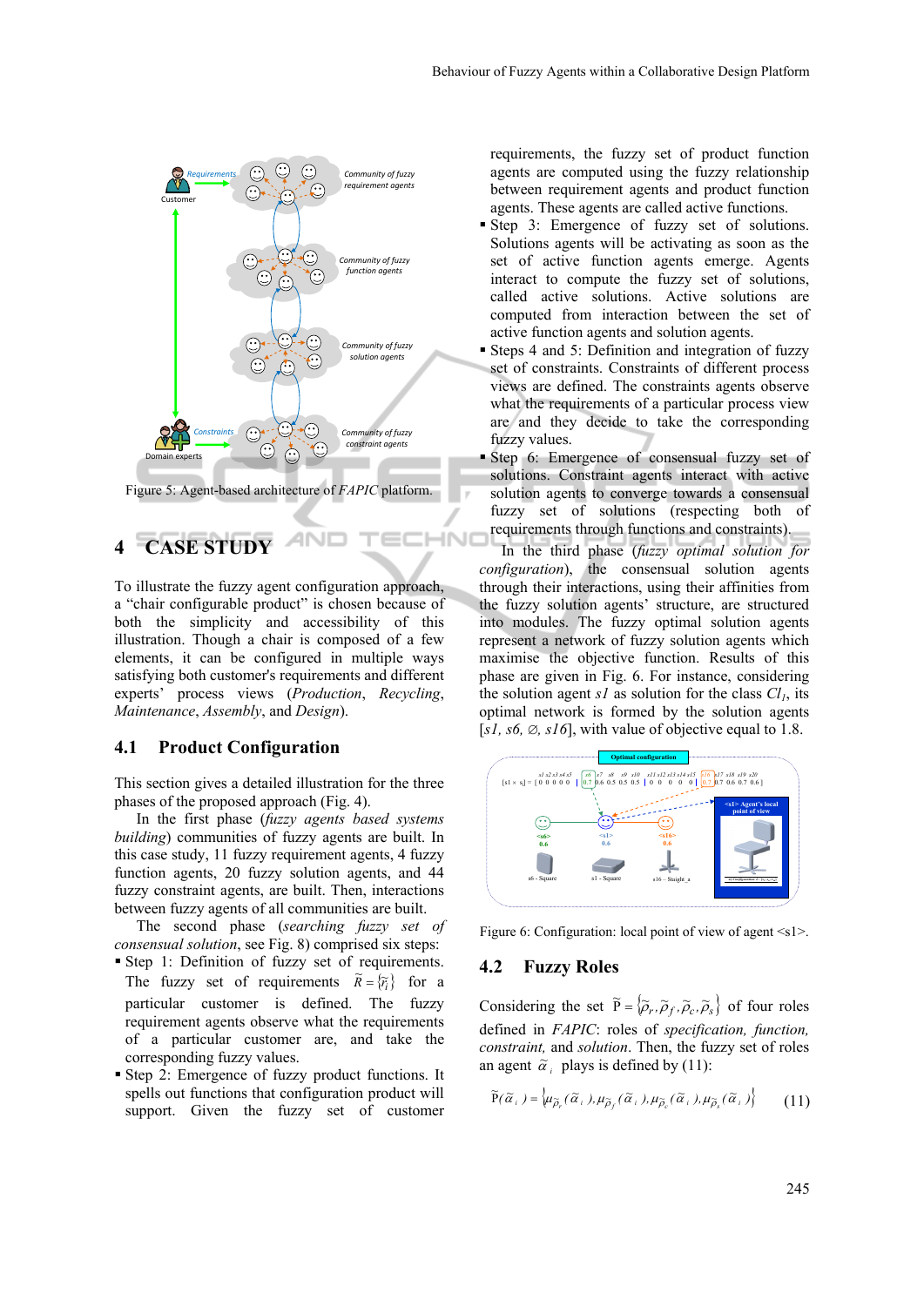Figure 5: Agent-based architecture of *FAPIC* platform.

## 4 CASE STUDY

To illustrate the fuzzy agent configuration approach, a "chair configurable product" is chosen because of both the simplicity and accessibility of this illustration. Though a chair is composed of a few elements, it can be configured in multiple ways satisfying both customer's requirements and different experts' process views (*Production*, *Recycling*, *Maintenance*, *Assembly*, and *Design*).

### 4.1 Product Configuration

This section gives a detailed illustration for the three phases of the proposed approach (Fig. 4).

In the first phase (*fuzzy agents based systems building*) communities of fuzzy agents are built. In this case study, 11 fuzzy requirement agents, 4 fuzzy function agents, 20 fuzzy solution agents, and 44 fuzzy constraint agents, are built. Then, interactions between fuzzy agents of all communities are built.

The second phase (*searching fuzzy set of consensual solution*, see Fig. 8) comprised six steps:

- Step 1: Definition of fuzzy set of requirements. The fuzzy set of requirements $\tilde{R} = \{\tilde{r}_i\}$ for a particular customer is defined. The fuzzy requirement agents observe what the requirements of a particular customer are, and take the corresponding fuzzy values.
- Step 2: Emergence of fuzzy product functions. It spells out functions that configuration product will support. Given the fuzzy set of customer requirements, the fuzzy set of product function agents are computed using the fuzzy relationship between requirement agents and product function agents. These agents are called active functions.
- Step 3: Emergence of fuzzy set of solutions. Solutions agents will be activating as soon as the set of active function agents emerge. Agents interact to compute the fuzzy set of solutions, called active solutions. Active solutions are computed from interaction between the set of active function agents and solution agents.
- Steps 4 and 5: Definition and integration of fuzzy set of constraints. Constraints of different process views are defined. The constraints agents observe what the requirements of a particular process view are and they decide to take the corresponding fuzzy values.
- Step 6: Emergence of consensual fuzzy set of solutions. Constraint agents interact with active solution agents to converge towards a consensual fuzzy set of solutions (respecting both of requirements through functions and constraints).

In the third phase (*fuzzy optimal solution for configuration*), the consensual solution agents through their interactions, using their affinities from the fuzzy solution agents' structure, are structured into modules. The fuzzy optimal solution agents represent a network of fuzzy solution agents which maximise the objective function. Results of this phase are given in Fig. 6. For instance, considering the solution agent *s1* as solution for the class $Cl_1$, its optimal network is formed by the solution agents [*s1, s6*, ∅, *s16*], with value of objective equal to 1.8.

Figure 6: Configuration: local point of view of agent <s1>.

### 4.2 Fuzzy Roles

Considering the set $\tilde{\mathrm{P}} = \{\tilde{\rho}_r, \tilde{\rho}_f, \tilde{\rho}_c, \tilde{\rho}_s\}$ of four roles defined in *FAPIC*: roles of *specification, function, constraint*, and *solution*. Then, the fuzzy set of roles an agent $\tilde{\alpha}_i$ plays is defined by (11):

$$\tilde{\mathrm{P}}(\tilde{\alpha}_i) = \{\mu_{\tilde{\rho}_r}(\tilde{\alpha}_i), \mu_{\tilde{\rho}_f}(\tilde{\alpha}_i), \mu_{\tilde{\rho}_c}(\tilde{\alpha}_i), \mu_{\tilde{\rho}_s}(\tilde{\alpha}_i)\} \qquad (11)$$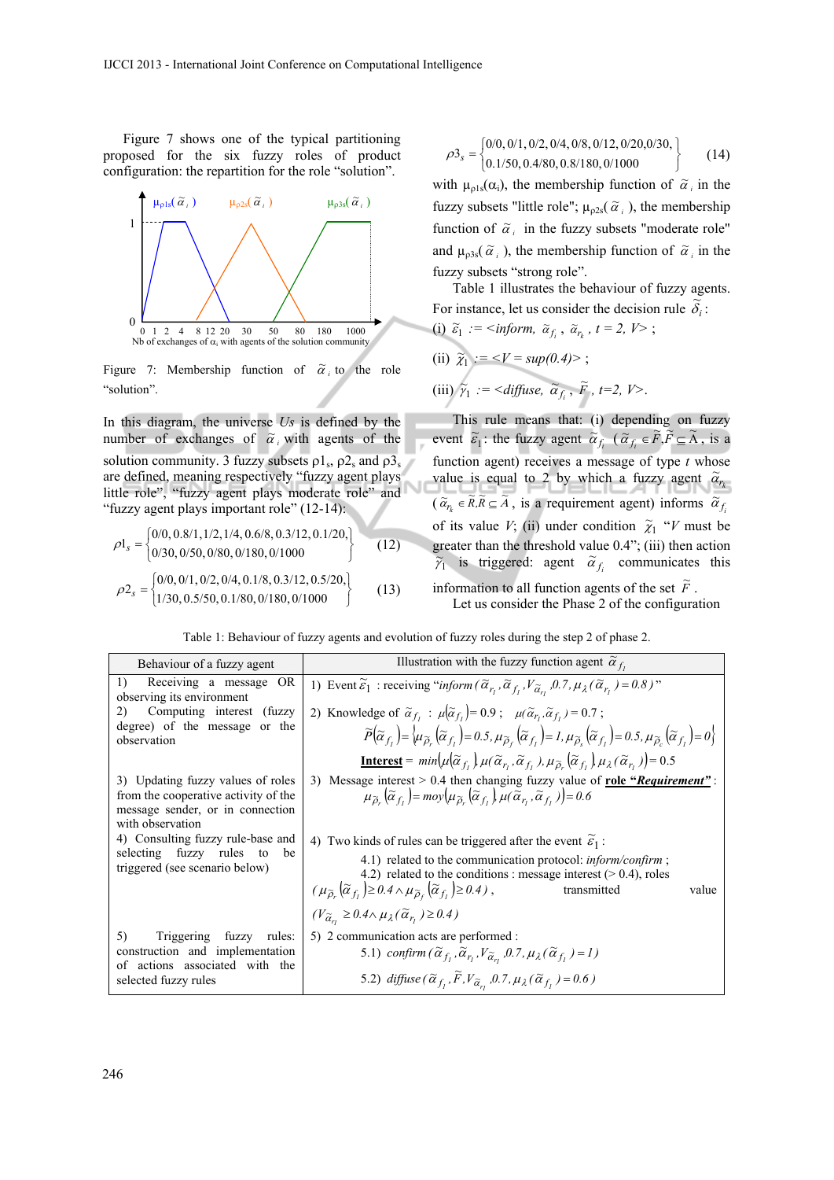Figure 7 shows one of the typical partitioning proposed for the six fuzzy roles of product configuration: the repartition for the role "solution".

Figure 7: Membership function of $\tilde{\alpha}_i$ to the role "solution".

In this diagram, the universe *Us* is defined by the number of exchanges of $\tilde{\alpha}_i$ with agents of the solution community. 3 fuzzy subsets $\rho 1_s$, $\rho 2_s$ and $\rho 3_s$ are defined, meaning respectively "fuzzy agent plays little role", "fuzzy agent plays moderate role" and "fuzzy agent plays important role" (12-14):

$$\rho 1_s = \begin{Bmatrix} 0/0, 0.8/1, 1/2, 1/4, 0.6/8, 0.3/12, 0.1/20, \\ 0/30, 0/50, 0/80, 0/180, 0/1000 \end{Bmatrix} \quad (12)$$

$$\rho 2_s = \begin{Bmatrix} 0/0, 0/1, 0/2, 0/4, 0.1/8, 0.3/12, 0.5/20, \\ 1/30, 0.5/50, 0.1/80, 0/180, 0/1000 \end{Bmatrix} \quad (13)$$

$$\rho 3_s = \begin{Bmatrix} 0/0, 0/1, 0/2, 0/4, 0/8, 0/12, 0/20, 0/30, \\ 0.1/50, 0.4/80, 0.8/180, 0/1000 \end{Bmatrix} \quad (14)$$

with $\mu_{\rho 1s}(\alpha_i)$, the membership function of $\tilde{\alpha}_i$ in the fuzzy subsets "little role"; $\mu_{\rho 2s}(\tilde{\alpha}_i)$, the membership function of $\tilde{\alpha}_i$ in the fuzzy subsets "moderate role" and $\mu_{\rho 3s}(\tilde{\alpha}_i)$, the membership function of $\tilde{\alpha}_i$ in the fuzzy subsets "strong role".

Table 1 illustrates the behaviour of fuzzy agents. For instance, let us consider the decision rule $\tilde{\delta}_i$:

(i) $\tilde{\varepsilon}_1$ := <*inform*, $\tilde{\alpha}_{f_i}$, $\tilde{\alpha}_{r_k}$, *t* = 2, *V*> ;

(ii) $\tilde{\chi}_1$ := <*V* = *sup*(0.4)> ;

(iii) $\tilde{\gamma}_1$ := <*diffuse*, $\tilde{\alpha}_{f_i}$, $\tilde{F}$, *t*=2, *V*>.

This rule means that: (i) depending on fuzzy event $\tilde{\varepsilon}_1$: the fuzzy agent $\tilde{\alpha}_{f_i}$ ($\tilde{\alpha}_{f_i} \in \tilde{F}, \tilde{F} \subseteq \tilde{A}$, is a function agent) receives a message of type *t* whose value is equal to 2 by which a fuzzy agent $\tilde{\alpha}_{r_k}$ ($\tilde{\alpha}_{r_k} \in \tilde{R}, \tilde{R} \subseteq \tilde{A}$, is a requirement agent) informs $\tilde{\alpha}_{f_i}$ of its value *V*; (ii) under condition $\tilde{\chi}_1$ "*V* must be greater than the threshold value 0.4"; (iii) then action $\tilde{\gamma}_1$ is triggered: agent $\tilde{\alpha}_{f_i}$ communicates this information to all function agents of the set $\tilde{F}$.

Let us consider the Phase 2 of the configuration

Table 1: Behaviour of fuzzy agents and evolution of fuzzy roles during the step 2 of phase 2.

| Behaviour of a fuzzy agent | Illustration with the fuzzy function agent $\tilde{\alpha}_{f_i}$ |
|---|---|
| 1) Receiving a message OR observing its environment<br>2) Computing interest (fuzzy degree) of the message or the observation | 1) Event $\tilde{\varepsilon}_1$ : receiving "*inform* $(\tilde{\alpha}_{r_l}, \tilde{\alpha}_{f_i}, V_{\tilde{\alpha}_{r_l}}, 0.7, \mu_\lambda(\tilde{\alpha}_{r_l}) = 0.8)$"<br>2) Knowledge of $\tilde{\alpha}_{f_i}$ : $\mu(\tilde{\alpha}_{f_i}) = 0.9$ ; $\mu(\tilde{\alpha}_{r_l}, \tilde{\alpha}_{f_i}) = 0.7$ ;<br>$\tilde{P}(\tilde{\alpha}_{f_i}) = \{\mu_{\tilde{\rho}_r}(\tilde{\alpha}_{f_i}) = 0.5, \mu_{\tilde{\rho}_f}(\tilde{\alpha}_{f_i}) = 1, \mu_{\tilde{\rho}_s}(\tilde{\alpha}_{f_i}) = 0.5, \mu_{\tilde{\rho}_c}(\tilde{\alpha}_{f_i}) = 0\}$<br>**Interest** = $min(\mu(\tilde{\alpha}_{f_i}), \mu(\tilde{\alpha}_{r_l}, \tilde{\alpha}_{f_i}), \mu_{\tilde{\rho}_r}(\tilde{\alpha}_{f_i}), \mu_\lambda(\tilde{\alpha}_{r_l})) = 0.5$ |
| 3) Updating fuzzy values of roles from the cooperative activity of the message sender, or in connection with observation | 3) Message interest > 0.4 then changing fuzzy value of **role "*Requirement*"** :<br>$\mu_{\tilde{\rho}_r}(\tilde{\alpha}_{f_i}) = moy(\mu_{\tilde{\rho}_r}(\tilde{\alpha}_{f_i}), \mu(\tilde{\alpha}_{r_l}, \tilde{\alpha}_{f_i})) = 0.6$ |
| 4) Consulting fuzzy rule-base and selecting fuzzy rules to be triggered (see scenario below) | 4) Two kinds of rules can be triggered after the event $\tilde{\varepsilon}_1$ :<br>4.1) related to the communication protocol: *inform/confirm* ;<br>4.2) related to the conditions : message interest (> 0.4), roles $(\mu_{\tilde{\rho}_r}(\tilde{\alpha}_{f_i}) \geq 0.4 \wedge \mu_{\tilde{\rho}_f}(\tilde{\alpha}_{f_i}) \geq 0.4)$, transmitted value $(V_{\tilde{\alpha}_{r_l}} \geq 0.4 \wedge \mu_\lambda(\tilde{\alpha}_{r_l}) \geq 0.4)$ |
| 5) Triggering fuzzy rules: construction and implementation of actions associated with the selected fuzzy rules | 5) 2 communication acts are performed :<br>5.1) *confirm* $(\tilde{\alpha}_{f_i}, \tilde{\alpha}_{r_l}, V_{\tilde{\alpha}_{r_l}}, 0.7, \mu_\lambda(\tilde{\alpha}_{f_i}) = 1)$<br>5.2) *diffuse* $(\tilde{\alpha}_{f_i}, \tilde{F}, V_{\tilde{\alpha}_{r_l}}, 0.7, \mu_\lambda(\tilde{\alpha}_{f_i}) = 0.6)$ |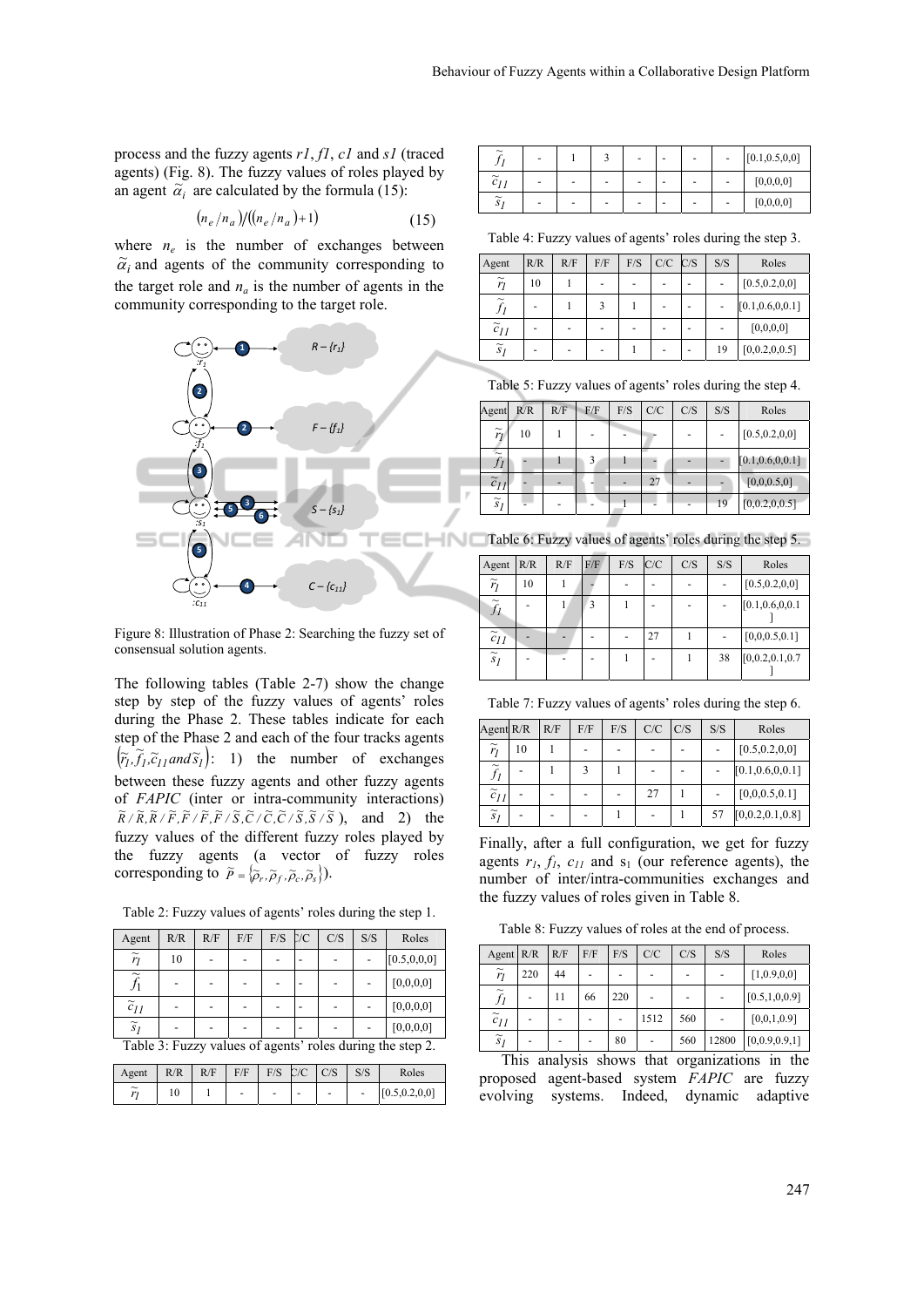process and the fuzzy agents *r1*, *f1*, *c1* and *s1* (traced agents) (Fig. 8). The fuzzy values of roles played by an agent $\tilde{\alpha}_i$ are calculated by the formula (15):

$$(n_e/n_a)/((n_e/n_a)+1) \tag{15}$$

where $n_e$ is the number of exchanges between $\tilde{\alpha}_i$ and agents of the community corresponding to the target role and $n_a$ is the number of agents in the community corresponding to the target role.

Figure 8: Illustration of Phase 2: Searching the fuzzy set of consensual solution agents.

The following tables (Table 2-7) show the change step by step of the fuzzy values of agents' roles during the Phase 2. These tables indicate for each step of the Phase 2 and each of the four tracks agents $(\tilde{r}_1, \tilde{f}_1, \tilde{c}_{11} \, and \, \tilde{s}_1)$: 1) the number of exchanges between these fuzzy agents and other fuzzy agents of *FAPIC* (inter or intra-community interactions) $\tilde{R}/\tilde{R}, \tilde{R}/\tilde{F}, \tilde{F}/\tilde{F}, \tilde{F}/\tilde{S}, \tilde{C}/\tilde{C}, \tilde{C}/\tilde{S}, \tilde{S}/\tilde{S}$), and 2) the fuzzy values of the different fuzzy roles played by the fuzzy agents (a vector of fuzzy roles corresponding to $\tilde{P} = \{\tilde{\rho}_r, \tilde{\rho}_f, \tilde{\rho}_c, \tilde{\rho}_s\}$).

Table 2: Fuzzy values of agents' roles during the step 1.

| Agent | R/R | R/F | F/F | F/S | C/C | C/S | S/S | Roles |
|---|---|---|---|---|---|---|---|---|
| $\tilde{r}_1$ | 10 | - | - | - | - | - | - | [0.5,0,0,0] |
| $\tilde{f}_1$ | - | - | - | - | - | - | - | [0,0,0,0] |
| $\tilde{c}_{11}$ | - | - | - | - | - | - | - | [0,0,0,0] |
| $\tilde{s}_1$ | - | - | - | - | - | - | - | [0,0,0,0] |

Table 3: Fuzzy values of agents' roles during the step 2.

| Agent | R/R | R/F | F/F | F/S | C/C | C/S | S/S | Roles |
|---|---|---|---|---|---|---|---|---|
| $\tilde{r}_1$ | 10 | 1 | - | - | - | - | - | [0.5,0.2,0,0] |
| $\tilde{f}_1$ | - | 1 | 3 | - | - | - | - | [0.1,0.5,0,0] |
| $\tilde{c}_{11}$ | - | - | - | - | - | - | - | [0,0,0,0] |
| $\tilde{s}_1$ | - | - | - | - | - | - | - | [0,0,0,0] |

Table 4: Fuzzy values of agents' roles during the step 3.

| Agent | R/R | R/F | F/F | F/S | C/C | C/S | S/S | Roles |
|---|---|---|---|---|---|---|---|---|
| $\tilde{r}_1$ | 10 | 1 | - | - | - | - | - | [0.5,0.2,0,0] |
| $\tilde{f}_1$ | - | 1 | 3 | 1 | - | - | - | [0.1,0.6,0,0.1] |
| $\tilde{c}_{11}$ | - | - | - | - | - | - | - | [0,0,0,0] |
| $\tilde{s}_1$ | - | - | - | 1 | - | - | 19 | [0,0.2,0,0.5] |

Table 5: Fuzzy values of agents' roles during the step 4.

| Agent | R/R | R/F | F/F | F/S | C/C | C/S | S/S | Roles |
|---|---|---|---|---|---|---|---|---|
| $\tilde{r}_1$ | 10 | 1 | - | - | - | - | - | [0.5,0.2,0,0] |
| $\tilde{f}_1$ | - | 1 | 3 | 1 | - | - | - | [0.1,0.6,0,0.1] |
| $\tilde{c}_{11}$ | - | - | - | - | 27 | - | - | [0,0,0.5,0] |
| $\tilde{s}_1$ | - | - | - | 1 | - | - | 19 | [0,0.2,0,0.5] |

Table 6: Fuzzy values of agents' roles during the step 5.

| Agent | R/R | R/F | F/F | F/S | C/C | C/S | S/S | Roles |
|---|---|---|---|---|---|---|---|---|
| $\tilde{r}_1$ | 10 | 1 | - | - | - | - | - | [0.5,0.2,0,0] |
| $\tilde{f}_1$ | - | 1 | 3 | 1 | - | - | - | [0.1,0.6,0,0.1] |
| $\tilde{c}_{11}$ | - | - | - | - | 27 | 1 | - | [0,0,0.5,0.1] |
| $\tilde{s}_1$ | - | - | - | 1 | - | 1 | 38 | [0,0.2,0.1,0.7] |

Table 7: Fuzzy values of agents' roles during the step 6.

| Agent | R/R | R/F | F/F | F/S | C/C | C/S | S/S | Roles |
|---|---|---|---|---|---|---|---|---|
| $\tilde{r}_1$ | 10 | 1 | - | - | - | - | - | [0.5,0.2,0,0] |
| $\tilde{f}_1$ | - | 1 | 3 | 1 | - | - | - | [0.1,0.6,0,0.1] |
| $\tilde{c}_{11}$ | - | - | - | - | 27 | 1 | - | [0,0,0.5,0.1] |
| $\tilde{s}_1$ | - | - | - | 1 | - | 1 | 57 | [0,0.2,0.1,0.8] |

Finally, after a full configuration, we get for fuzzy agents $r_1$, $f_1$, $c_{11}$ and $s_1$ (our reference agents), the number of inter/intra-communities exchanges and the fuzzy values of roles given in Table 8.

Table 8: Fuzzy values of roles at the end of process.

| Agent | R/R | R/F | F/F | F/S | C/C | C/S | S/S | Roles |
|---|---|---|---|---|---|---|---|---|
| $\tilde{r}_1$ | 220 | 44 | - | - | - | - | - | [1,0.9,0,0] |
| $\tilde{f}_1$ | - | 11 | 66 | 220 | - | - | - | [0.5,1,0,0.9] |
| $\tilde{c}_{11}$ | - | - | - | - | 1512 | 560 | - | [0,0,1,0.9] |
| $\tilde{s}_1$ | - | - | - | 80 | - | 560 | 12800 | [0,0.9,0.9,1] |

This analysis shows that organizations in the proposed agent-based system *FAPIC* are fuzzy evolving systems. Indeed, dynamic adaptive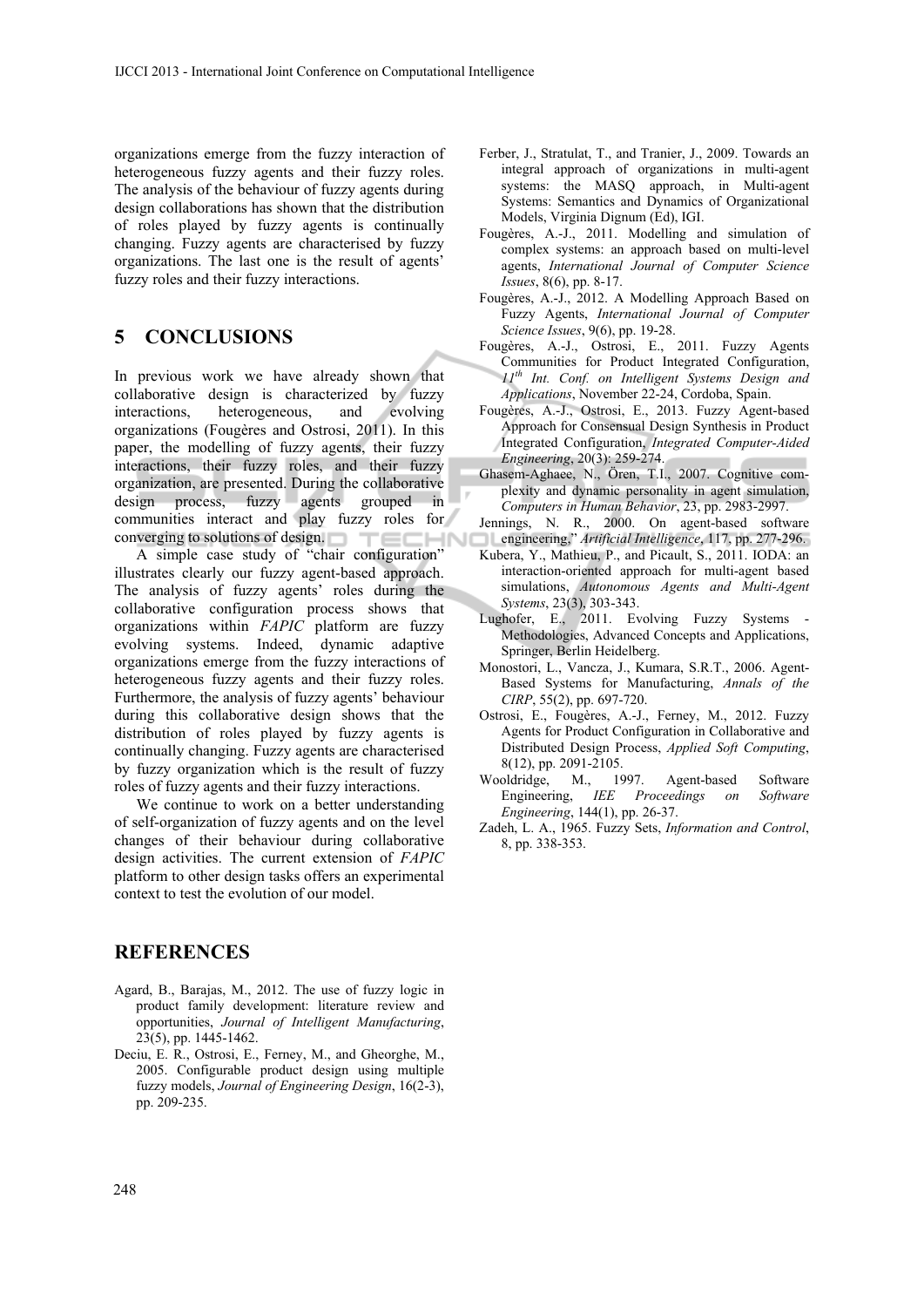organizations emerge from the fuzzy interaction of heterogeneous fuzzy agents and their fuzzy roles. The analysis of the behaviour of fuzzy agents during design collaborations has shown that the distribution of roles played by fuzzy agents is continually changing. Fuzzy agents are characterised by fuzzy organizations. The last one is the result of agents' fuzzy roles and their fuzzy interactions.

## 5 CONCLUSIONS

In previous work we have already shown that collaborative design is characterized by fuzzy interactions, heterogeneous, and evolving organizations (Fougères and Ostrosi, 2011). In this paper, the modelling of fuzzy agents, their fuzzy interactions, their fuzzy roles, and their fuzzy organization, are presented. During the collaborative design process, fuzzy agents grouped in communities interact and play fuzzy roles for converging to solutions of design.

A simple case study of "chair configuration" illustrates clearly our fuzzy agent-based approach. The analysis of fuzzy agents' roles during the collaborative configuration process shows that organizations within *FAPIC* platform are fuzzy evolving systems. Indeed, dynamic adaptive organizations emerge from the fuzzy interactions of heterogeneous fuzzy agents and their fuzzy roles. Furthermore, the analysis of fuzzy agents' behaviour during this collaborative design shows that the distribution of roles played by fuzzy agents is continually changing. Fuzzy agents are characterised by fuzzy organization which is the result of fuzzy roles of fuzzy agents and their fuzzy interactions.

We continue to work on a better understanding of self-organization of fuzzy agents and on the level changes of their behaviour during collaborative design activities. The current extension of *FAPIC* platform to other design tasks offers an experimental context to test the evolution of our model.

## REFERENCES

Agard, B., Barajas, M., 2012. The use of fuzzy logic in product family development: literature review and opportunities, *Journal of Intelligent Manufacturing*, 23(5), pp. 1445-1462.

Deciu, E. R., Ostrosi, E., Ferney, M., and Gheorghe, M., 2005. Configurable product design using multiple fuzzy models, *Journal of Engineering Design*, 16(2-3), pp. 209-235.

Ferber, J., Stratulat, T., and Tranier, J., 2009. Towards an integral approach of organizations in multi-agent systems: the MASQ approach, in Multi-agent Systems: Semantics and Dynamics of Organizational Models, Virginia Dignum (Ed), IGI.

Fougères, A.-J., 2011. Modelling and simulation of complex systems: an approach based on multi-level agents, *International Journal of Computer Science Issues*, 8(6), pp. 8-17.

Fougères, A.-J., 2012. A Modelling Approach Based on Fuzzy Agents, *International Journal of Computer Science Issues*, 9(6), pp. 19-28.

Fougères, A.-J., Ostrosi, E., 2011. Fuzzy Agents Communities for Product Integrated Configuration, *11th Int. Conf. on Intelligent Systems Design and Applications*, November 22-24, Cordoba, Spain.

Fougères, A.-J., Ostrosi, E., 2013. Fuzzy Agent-based Approach for Consensual Design Synthesis in Product Integrated Configuration, *Integrated Computer-Aided Engineering*, 20(3): 259-274.

Ghasem-Aghaee, N., Ören, T.I., 2007. Cognitive complexity and dynamic personality in agent simulation, *Computers in Human Behavior*, 23, pp. 2983-2997.

Jennings, N. R., 2000. On agent-based software engineering," *Artificial Intelligence*, 117, pp. 277-296.

Kubera, Y., Mathieu, P., and Picault, S., 2011. IODA: an interaction-oriented approach for multi-agent based simulations, *Autonomous Agents and Multi-Agent Systems*, 23(3), 303-343.

Lughofer, E., 2011. Evolving Fuzzy Systems - Methodologies, Advanced Concepts and Applications, Springer, Berlin Heidelberg.

Monostori, L., Vancza, J., Kumara, S.R.T., 2006. Agent-Based Systems for Manufacturing, *Annals of the CIRP*, 55(2), pp. 697-720.

Ostrosi, E., Fougères, A.-J., Ferney, M., 2012. Fuzzy Agents for Product Configuration in Collaborative and Distributed Design Process, *Applied Soft Computing*, 8(12), pp. 2091-2105.

Wooldridge, M., 1997. Agent-based Software Engineering, *IEE Proceedings on Software Engineering*, 144(1), pp. 26-37.

Zadeh, L. A., 1965. Fuzzy Sets, *Information and Control*, 8, pp. 338-353.